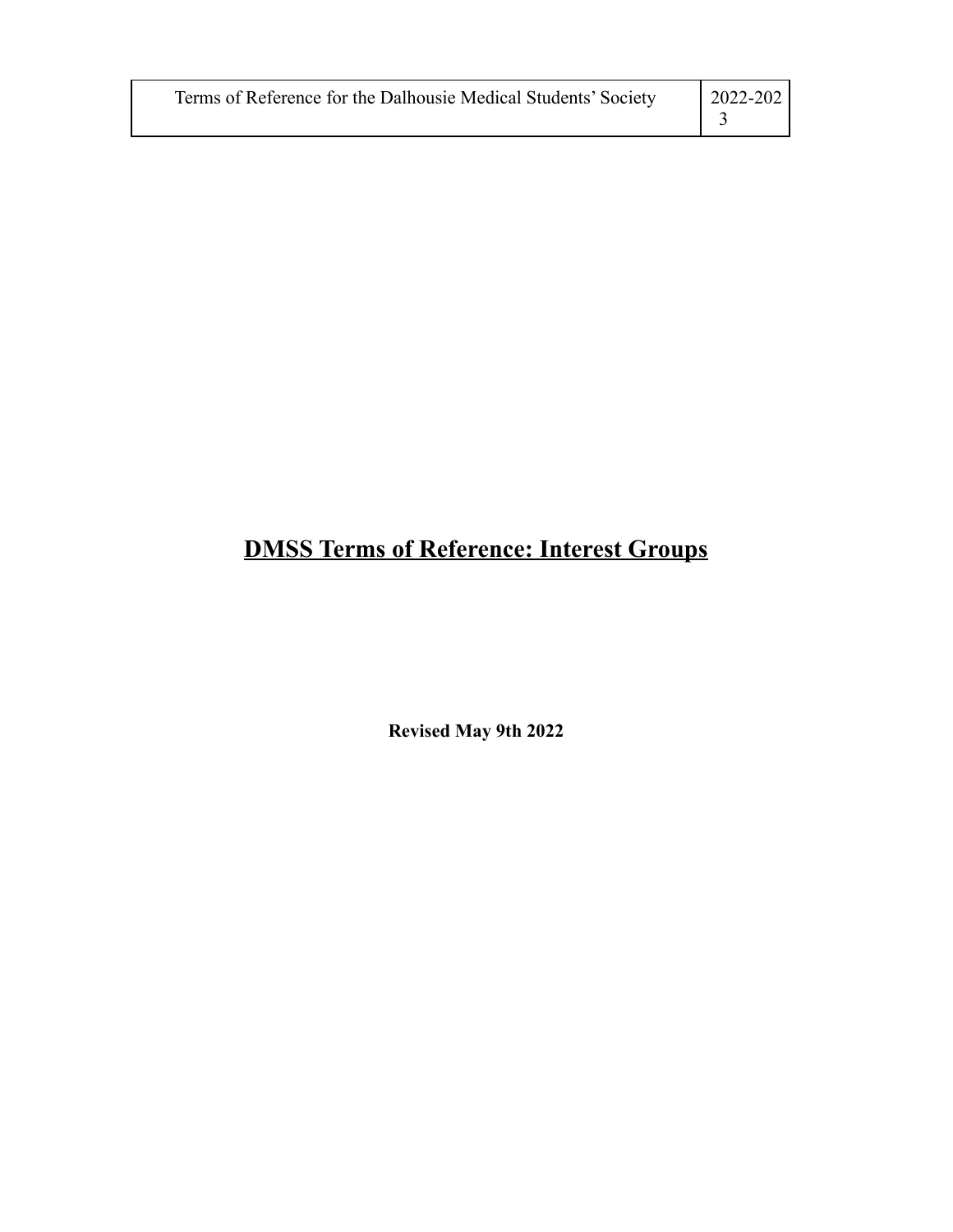# DMSS Terms of Reference: Interest Groups

**Revised May 9th 2022**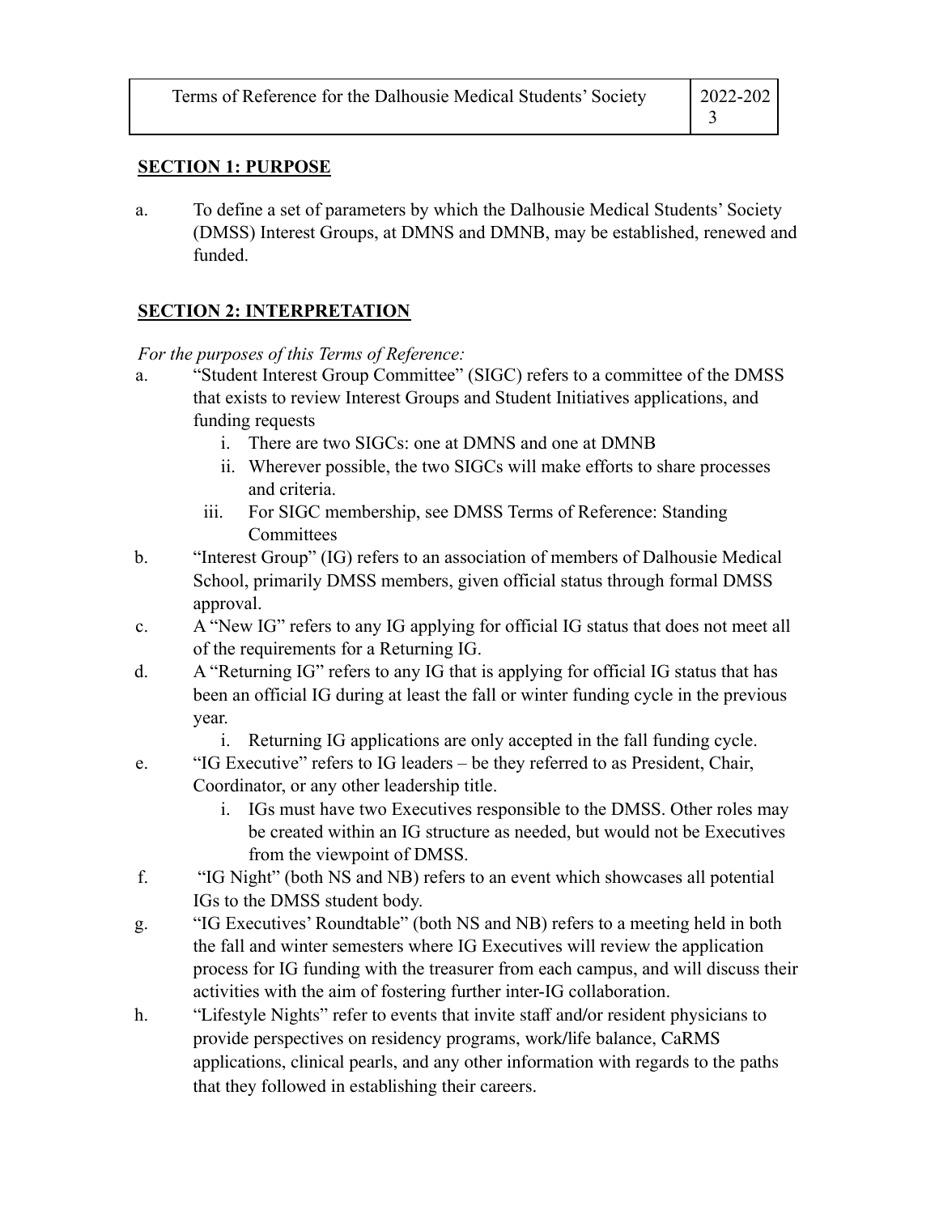**SECTION 1: PURPOSE**

a. To define a set of parameters by which the Dalhousie Medical Students' Society (DMSS) Interest Groups, at DMNS and DMNB, may be established, renewed and funded.

**SECTION 2: INTERPRETATION**

*For the purposes of this Terms of Reference:*

a. "Student Interest Group Committee" (SIGC) refers to a committee of the DMSS that exists to review Interest Groups and Student Initiatives applications, and funding requests
   i. There are two SIGCs: one at DMNS and one at DMNB
   ii. Wherever possible, the two SIGCs will make efforts to share processes and criteria.
   iii. For SIGC membership, see DMSS Terms of Reference: Standing Committees

b. "Interest Group" (IG) refers to an association of members of Dalhousie Medical School, primarily DMSS members, given official status through formal DMSS approval.

c. A "New IG" refers to any IG applying for official IG status that does not meet all of the requirements for a Returning IG.

d. A "Returning IG" refers to any IG that is applying for official IG status that has been an official IG during at least the fall or winter funding cycle in the previous year.
   i. Returning IG applications are only accepted in the fall funding cycle.

e. "IG Executive" refers to IG leaders – be they referred to as President, Chair, Coordinator, or any other leadership title.
   i. IGs must have two Executives responsible to the DMSS. Other roles may be created within an IG structure as needed, but would not be Executives from the viewpoint of DMSS.

f. "IG Night" (both NS and NB) refers to an event which showcases all potential IGs to the DMSS student body.

g. "IG Executives' Roundtable" (both NS and NB) refers to a meeting held in both the fall and winter semesters where IG Executives will review the application process for IG funding with the treasurer from each campus, and will discuss their activities with the aim of fostering further inter-IG collaboration.

h. "Lifestyle Nights" refer to events that invite staff and/or resident physicians to provide perspectives on residency programs, work/life balance, CaRMS applications, clinical pearls, and any other information with regards to the paths that they followed in establishing their careers.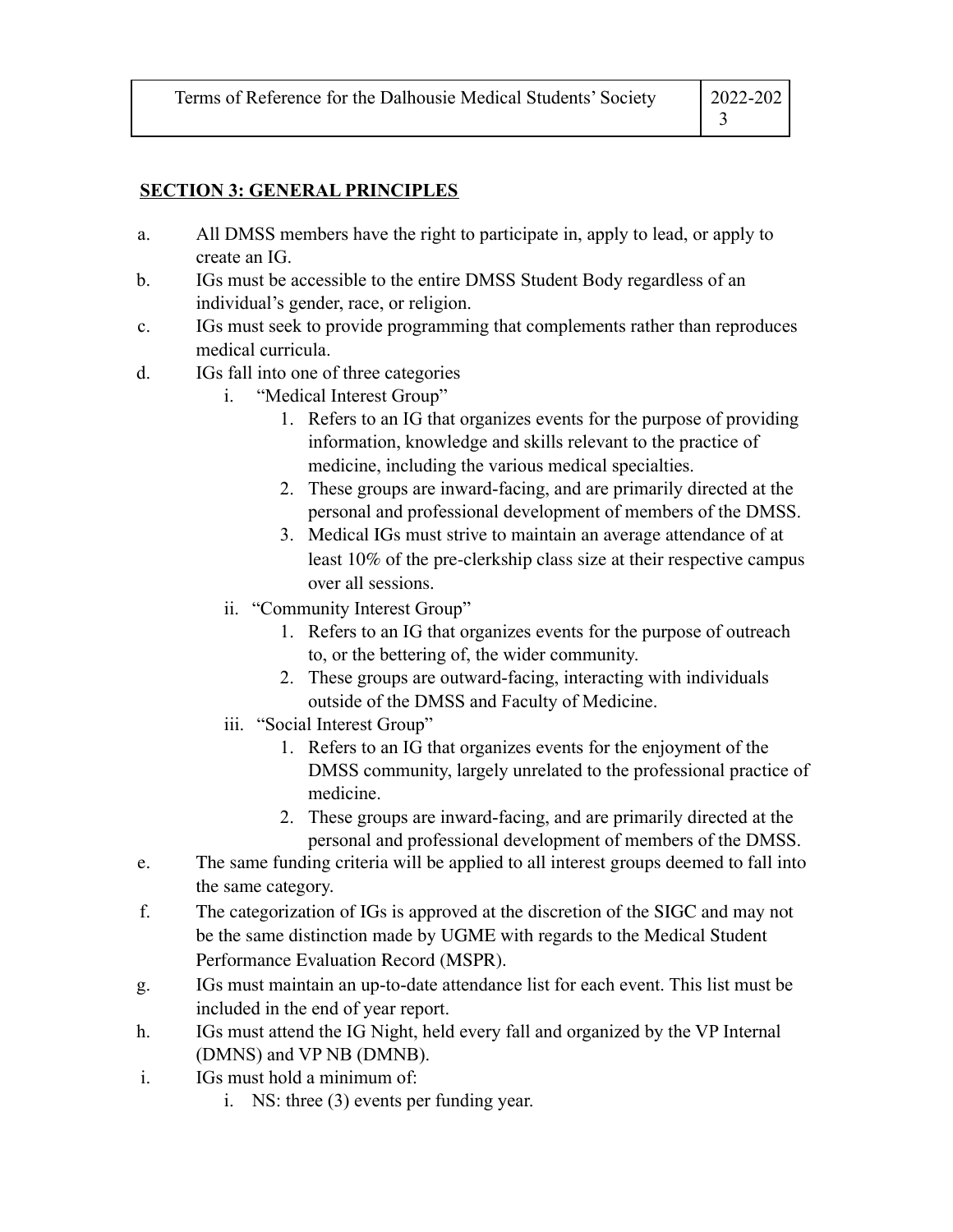## SECTION 3: GENERAL PRINCIPLES

a. All DMSS members have the right to participate in, apply to lead, or apply to create an IG.

b. IGs must be accessible to the entire DMSS Student Body regardless of an individual's gender, race, or religion.

c. IGs must seek to provide programming that complements rather than reproduces medical curricula.

d. IGs fall into one of three categories

   i. "Medical Interest Group"

      1. Refers to an IG that organizes events for the purpose of providing information, knowledge and skills relevant to the practice of medicine, including the various medical specialties.
      2. These groups are inward-facing, and are primarily directed at the personal and professional development of members of the DMSS.
      3. Medical IGs must strive to maintain an average attendance of at least 10% of the pre-clerkship class size at their respective campus over all sessions.

   ii. "Community Interest Group"

      1. Refers to an IG that organizes events for the purpose of outreach to, or the bettering of, the wider community.
      2. These groups are outward-facing, interacting with individuals outside of the DMSS and Faculty of Medicine.

   iii. "Social Interest Group"

      1. Refers to an IG that organizes events for the enjoyment of the DMSS community, largely unrelated to the professional practice of medicine.
      2. These groups are inward-facing, and are primarily directed at the personal and professional development of members of the DMSS.

e. The same funding criteria will be applied to all interest groups deemed to fall into the same category.

f. The categorization of IGs is approved at the discretion of the SIGC and may not be the same distinction made by UGME with regards to the Medical Student Performance Evaluation Record (MSPR).

g. IGs must maintain an up-to-date attendance list for each event. This list must be included in the end of year report.

h. IGs must attend the IG Night, held every fall and organized by the VP Internal (DMNS) and VP NB (DMNB).

i. IGs must hold a minimum of:

   i. NS: three (3) events per funding year.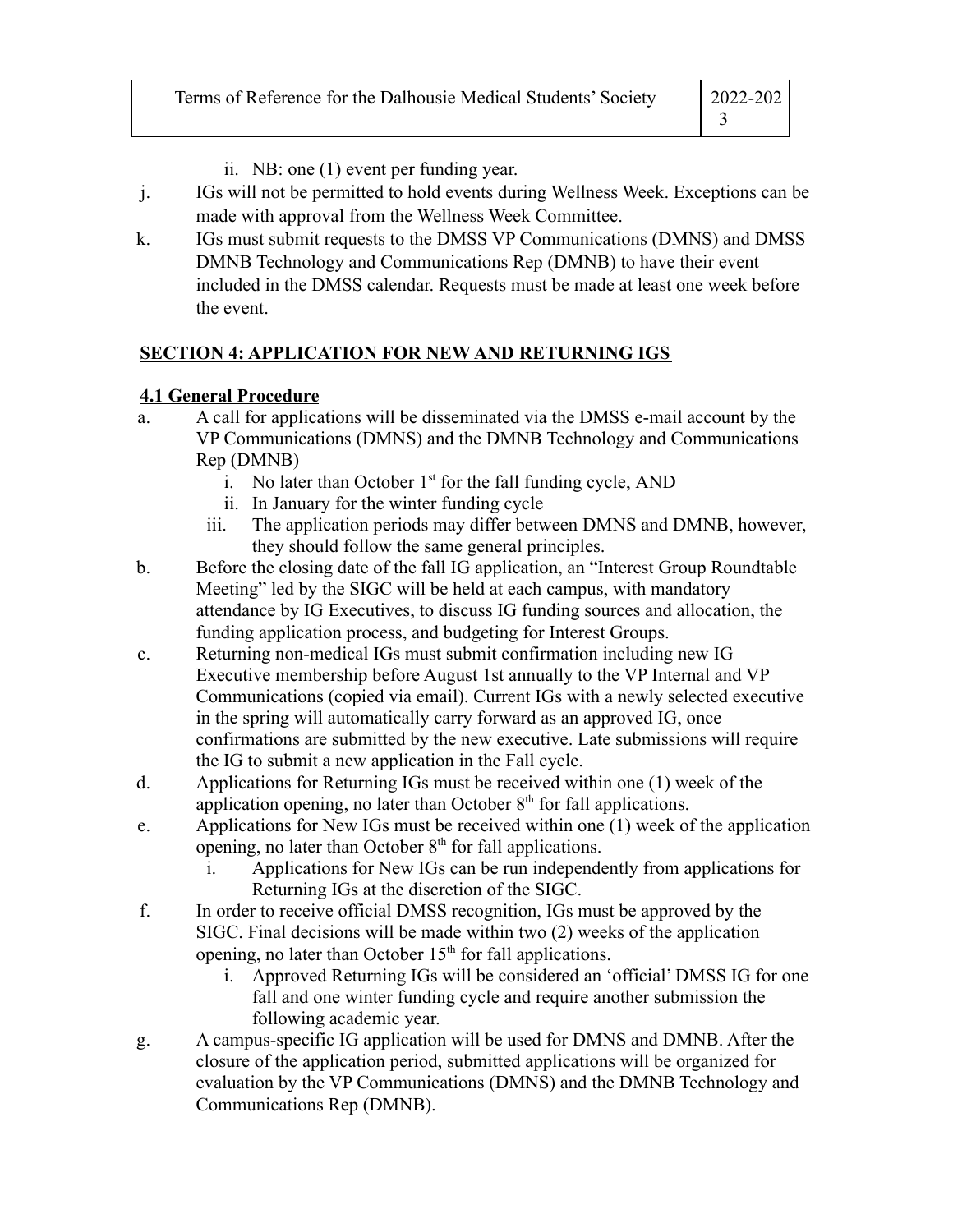ii. NB: one (1) event per funding year.

j. IGs will not be permitted to hold events during Wellness Week. Exceptions can be made with approval from the Wellness Week Committee.

k. IGs must submit requests to the DMSS VP Communications (DMNS) and DMSS DMNB Technology and Communications Rep (DMNB) to have their event included in the DMSS calendar. Requests must be made at least one week before the event.

## SECTION 4: APPLICATION FOR NEW AND RETURNING IGS

### 4.1 General Procedure

a. A call for applications will be disseminated via the DMSS e-mail account by the VP Communications (DMNS) and the DMNB Technology and Communications Rep (DMNB)
   i. No later than October 1st for the fall funding cycle, AND
   ii. In January for the winter funding cycle
   iii. The application periods may differ between DMNS and DMNB, however, they should follow the same general principles.

b. Before the closing date of the fall IG application, an "Interest Group Roundtable Meeting" led by the SIGC will be held at each campus, with mandatory attendance by IG Executives, to discuss IG funding sources and allocation, the funding application process, and budgeting for Interest Groups.

c. Returning non-medical IGs must submit confirmation including new IG Executive membership before August 1st annually to the VP Internal and VP Communications (copied via email). Current IGs with a newly selected executive in the spring will automatically carry forward as an approved IG, once confirmations are submitted by the new executive. Late submissions will require the IG to submit a new application in the Fall cycle.

d. Applications for Returning IGs must be received within one (1) week of the application opening, no later than October 8th for fall applications.

e. Applications for New IGs must be received within one (1) week of the application opening, no later than October 8th for fall applications.
   i. Applications for New IGs can be run independently from applications for Returning IGs at the discretion of the SIGC.

f. In order to receive official DMSS recognition, IGs must be approved by the SIGC. Final decisions will be made within two (2) weeks of the application opening, no later than October 15th for fall applications.
   i. Approved Returning IGs will be considered an 'official' DMSS IG for one fall and one winter funding cycle and require another submission the following academic year.

g. A campus-specific IG application will be used for DMNS and DMNB. After the closure of the application period, submitted applications will be organized for evaluation by the VP Communications (DMNS) and the DMNB Technology and Communications Rep (DMNB).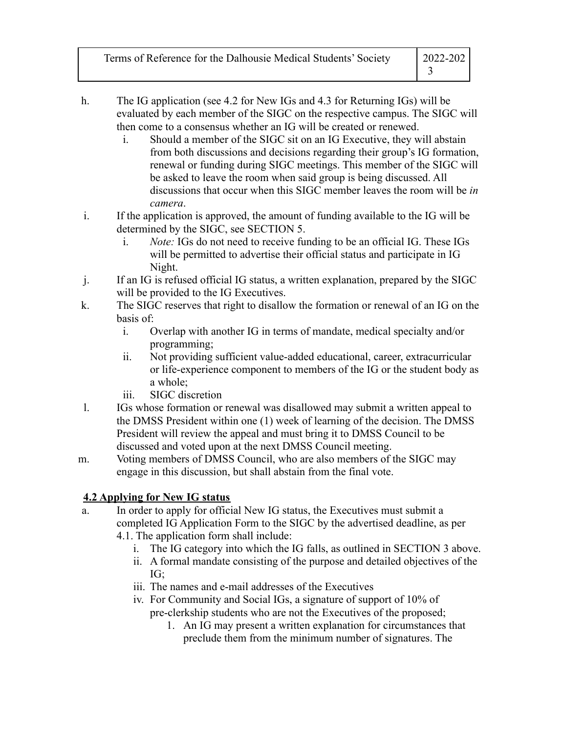h. The IG application (see 4.2 for New IGs and 4.3 for Returning IGs) will be evaluated by each member of the SIGC on the respective campus. The SIGC will then come to a consensus whether an IG will be created or renewed.
   i. Should a member of the SIGC sit on an IG Executive, they will abstain from both discussions and decisions regarding their group's IG formation, renewal or funding during SIGC meetings. This member of the SIGC will be asked to leave the room when said group is being discussed. All discussions that occur when this SIGC member leaves the room will be *in camera*.

i. If the application is approved, the amount of funding available to the IG will be determined by the SIGC, see SECTION 5.
   i. *Note:* IGs do not need to receive funding to be an official IG. These IGs will be permitted to advertise their official status and participate in IG Night.

j. If an IG is refused official IG status, a written explanation, prepared by the SIGC will be provided to the IG Executives.

k. The SIGC reserves that right to disallow the formation or renewal of an IG on the basis of:
   i. Overlap with another IG in terms of mandate, medical specialty and/or programming;
   ii. Not providing sufficient value-added educational, career, extracurricular or life-experience component to members of the IG or the student body as a whole;
   iii. SIGC discretion

l. IGs whose formation or renewal was disallowed may submit a written appeal to the DMSS President within one (1) week of learning of the decision. The DMSS President will review the appeal and must bring it to DMSS Council to be discussed and voted upon at the next DMSS Council meeting.

m. Voting members of DMSS Council, who are also members of the SIGC may engage in this discussion, but shall abstain from the final vote.

### 4.2 Applying for New IG status

a. In order to apply for official New IG status, the Executives must submit a completed IG Application Form to the SIGC by the advertised deadline, as per 4.1. The application form shall include:
   i. The IG category into which the IG falls, as outlined in SECTION 3 above.
   ii. A formal mandate consisting of the purpose and detailed objectives of the IG;
   iii. The names and e-mail addresses of the Executives
   iv. For Community and Social IGs, a signature of support of 10% of pre-clerkship students who are not the Executives of the proposed;
      1. An IG may present a written explanation for circumstances that preclude them from the minimum number of signatures. The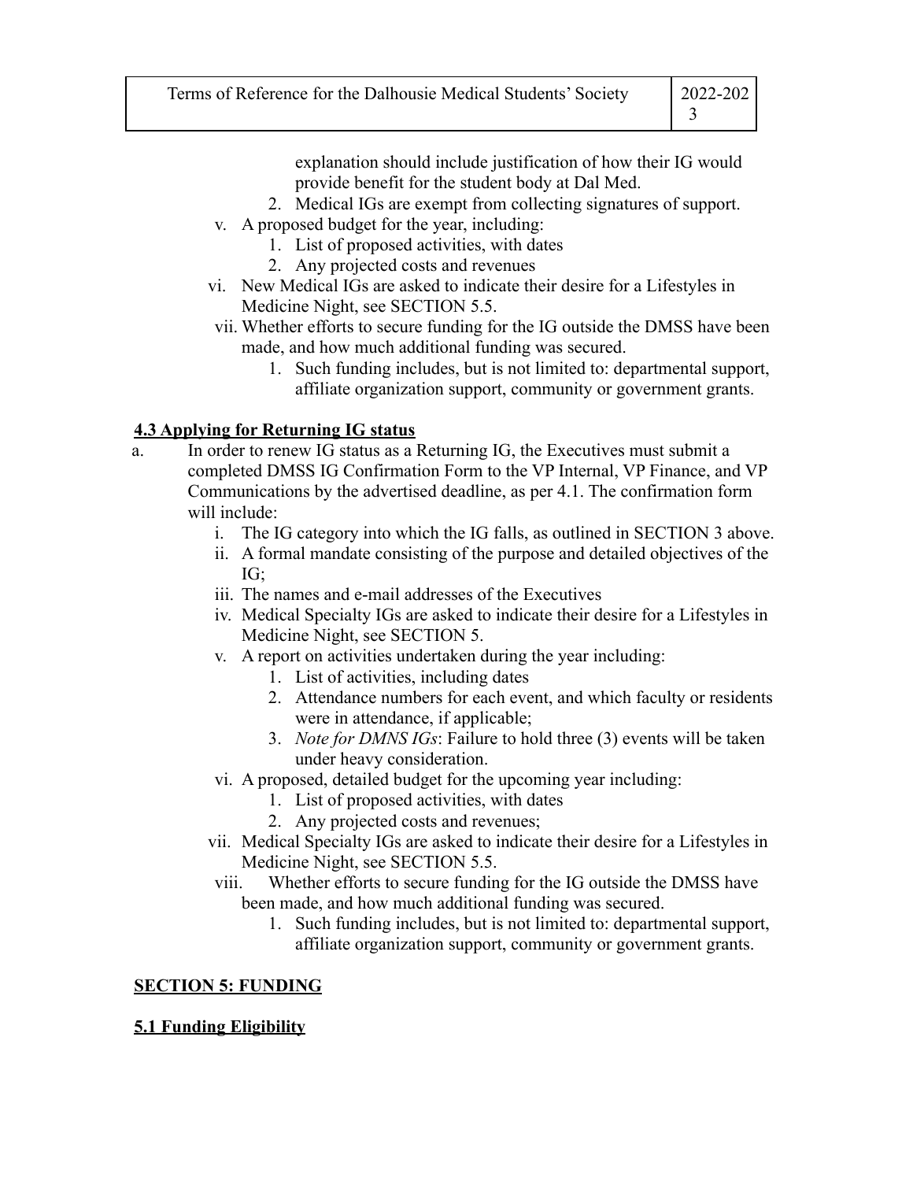explanation should include justification of how their IG would provide benefit for the student body at Dal Med.

2. Medical IGs are exempt from collecting signatures of support.

v. A proposed budget for the year, including:
   1. List of proposed activities, with dates
   2. Any projected costs and revenues

vi. New Medical IGs are asked to indicate their desire for a Lifestyles in Medicine Night, see SECTION 5.5.

vii. Whether efforts to secure funding for the IG outside the DMSS have been made, and how much additional funding was secured.
   1. Such funding includes, but is not limited to: departmental support, affiliate organization support, community or government grants.

### 4.3 Applying for Returning IG status

a. In order to renew IG status as a Returning IG, the Executives must submit a completed DMSS IG Confirmation Form to the VP Internal, VP Finance, and VP Communications by the advertised deadline, as per 4.1. The confirmation form will include:

   i. The IG category into which the IG falls, as outlined in SECTION 3 above.
   ii. A formal mandate consisting of the purpose and detailed objectives of the IG;
   iii. The names and e-mail addresses of the Executives
   iv. Medical Specialty IGs are asked to indicate their desire for a Lifestyles in Medicine Night, see SECTION 5.
   v. A report on activities undertaken during the year including:
      1. List of activities, including dates
      2. Attendance numbers for each event, and which faculty or residents were in attendance, if applicable;
      3. *Note for DMNS IGs*: Failure to hold three (3) events will be taken under heavy consideration.
   vi. A proposed, detailed budget for the upcoming year including:
      1. List of proposed activities, with dates
      2. Any projected costs and revenues;
   vii. Medical Specialty IGs are asked to indicate their desire for a Lifestyles in Medicine Night, see SECTION 5.5.
   viii. Whether efforts to secure funding for the IG outside the DMSS have been made, and how much additional funding was secured.
      1. Such funding includes, but is not limited to: departmental support, affiliate organization support, community or government grants.

## SECTION 5: FUNDING

### 5.1 Funding Eligibility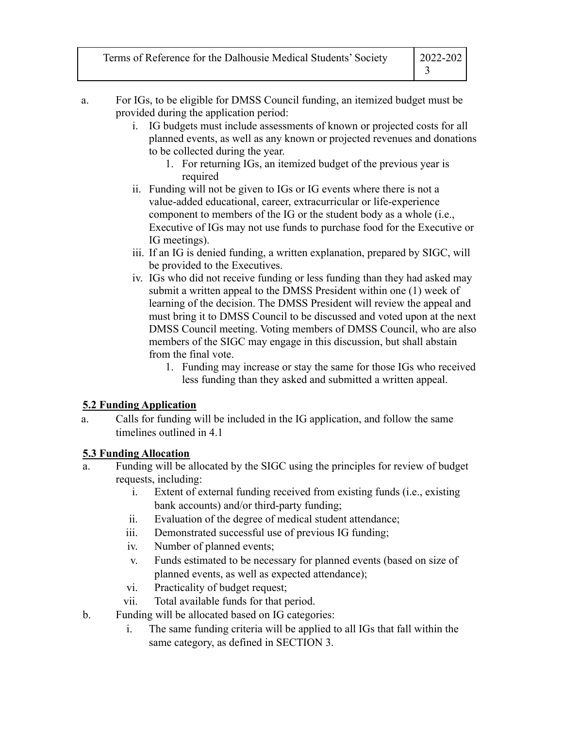a. For IGs, to be eligible for DMSS Council funding, an itemized budget must be provided during the application period:
    i. IG budgets must include assessments of known or projected costs for all planned events, as well as any known or projected revenues and donations to be collected during the year.
        1. For returning IGs, an itemized budget of the previous year is required
    ii. Funding will not be given to IGs or IG events where there is not a value-added educational, career, extracurricular or life-experience component to members of the IG or the student body as a whole (i.e., Executive of IGs may not use funds to purchase food for the Executive or IG meetings).
    iii. If an IG is denied funding, a written explanation, prepared by SIGC, will be provided to the Executives.
    iv. IGs who did not receive funding or less funding than they had asked may submit a written appeal to the DMSS President within one (1) week of learning of the decision. The DMSS President will review the appeal and must bring it to DMSS Council to be discussed and voted upon at the next DMSS Council meeting. Voting members of DMSS Council, who are also members of the SIGC may engage in this discussion, but shall abstain from the final vote.
        1. Funding may increase or stay the same for those IGs who received less funding than they asked and submitted a written appeal.

**5.2 Funding Application**

a. Calls for funding will be included in the IG application, and follow the same timelines outlined in 4.1

**5.3 Funding Allocation**

a. Funding will be allocated by the SIGC using the principles for review of budget requests, including:
    i. Extent of external funding received from existing funds (i.e., existing bank accounts) and/or third-party funding;
    ii. Evaluation of the degree of medical student attendance;
    iii. Demonstrated successful use of previous IG funding;
    iv. Number of planned events;
    v. Funds estimated to be necessary for planned events (based on size of planned events, as well as expected attendance);
    vi. Practicality of budget request;
    vii. Total available funds for that period.
b. Funding will be allocated based on IG categories:
    i. The same funding criteria will be applied to all IGs that fall within the same category, as defined in SECTION 3.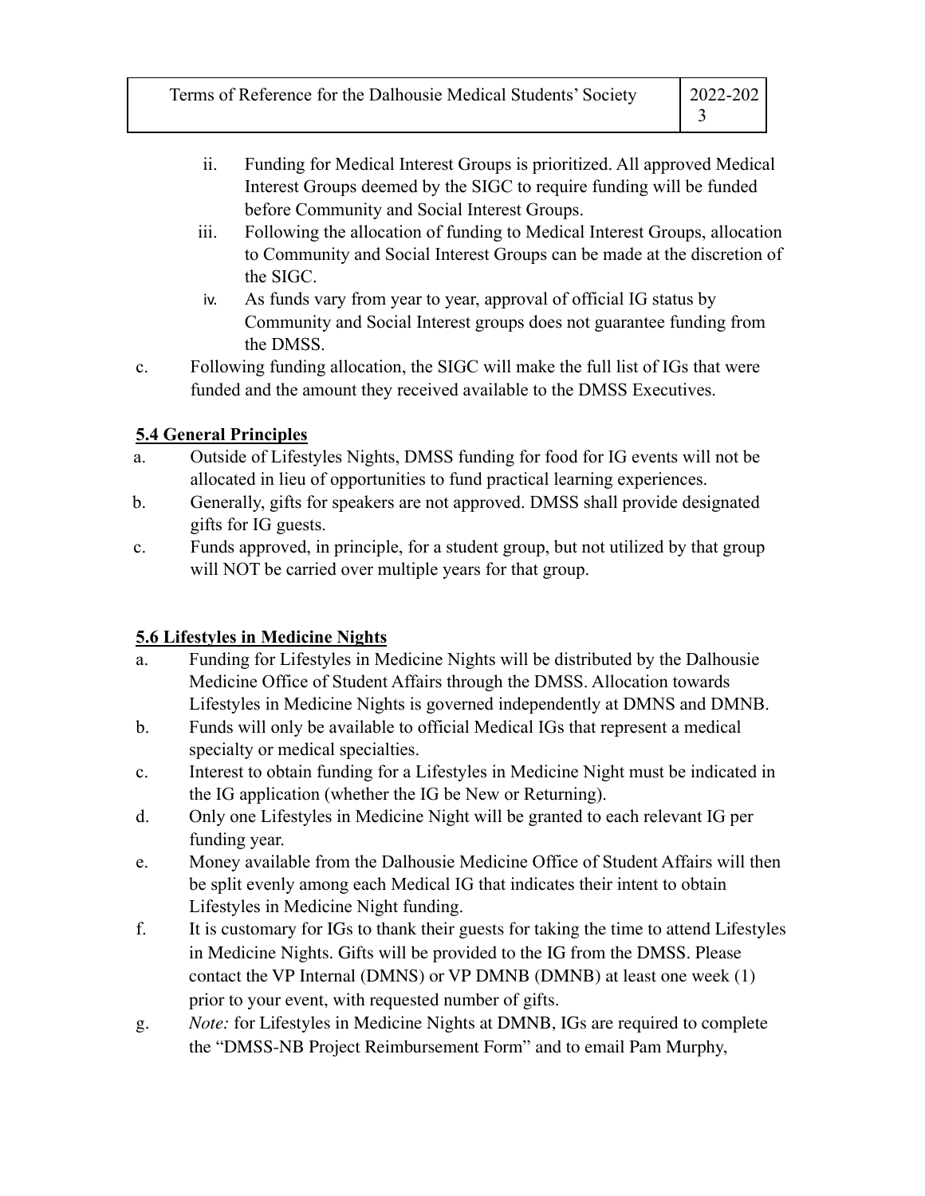ii. Funding for Medical Interest Groups is prioritized. All approved Medical Interest Groups deemed by the SIGC to require funding will be funded before Community and Social Interest Groups.

iii. Following the allocation of funding to Medical Interest Groups, allocation to Community and Social Interest Groups can be made at the discretion of the SIGC.

iv. As funds vary from year to year, approval of official IG status by Community and Social Interest groups does not guarantee funding from the DMSS.

c. Following funding allocation, the SIGC will make the full list of IGs that were funded and the amount they received available to the DMSS Executives.

### 5.4 General Principles

a. Outside of Lifestyles Nights, DMSS funding for food for IG events will not be allocated in lieu of opportunities to fund practical learning experiences.

b. Generally, gifts for speakers are not approved. DMSS shall provide designated gifts for IG guests.

c. Funds approved, in principle, for a student group, but not utilized by that group will NOT be carried over multiple years for that group.

### 5.6 Lifestyles in Medicine Nights

a. Funding for Lifestyles in Medicine Nights will be distributed by the Dalhousie Medicine Office of Student Affairs through the DMSS. Allocation towards Lifestyles in Medicine Nights is governed independently at DMNS and DMNB.

b. Funds will only be available to official Medical IGs that represent a medical specialty or medical specialties.

c. Interest to obtain funding for a Lifestyles in Medicine Night must be indicated in the IG application (whether the IG be New or Returning).

d. Only one Lifestyles in Medicine Night will be granted to each relevant IG per funding year.

e. Money available from the Dalhousie Medicine Office of Student Affairs will then be split evenly among each Medical IG that indicates their intent to obtain Lifestyles in Medicine Night funding.

f. It is customary for IGs to thank their guests for taking the time to attend Lifestyles in Medicine Nights. Gifts will be provided to the IG from the DMSS. Please contact the VP Internal (DMNS) or VP DMNB (DMNB) at least one week (1) prior to your event, with requested number of gifts.

g. *Note:* for Lifestyles in Medicine Nights at DMNB, IGs are required to complete the "DMSS-NB Project Reimbursement Form" and to email Pam Murphy,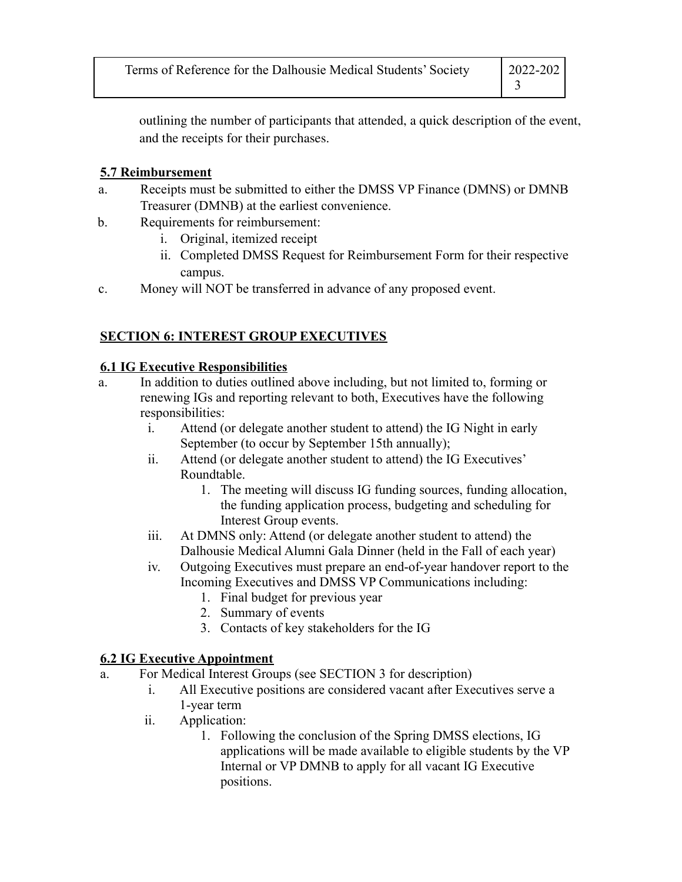outlining the number of participants that attended, a quick description of the event, and the receipts for their purchases.

**5.7 Reimbursement**

a. Receipts must be submitted to either the DMSS VP Finance (DMNS) or DMNB Treasurer (DMNB) at the earliest convenience.

b. Requirements for reimbursement:
   i. Original, itemized receipt
   ii. Completed DMSS Request for Reimbursement Form for their respective campus.

c. Money will NOT be transferred in advance of any proposed event.

## SECTION 6: INTEREST GROUP EXECUTIVES

**6.1 IG Executive Responsibilities**

a. In addition to duties outlined above including, but not limited to, forming or renewing IGs and reporting relevant to both, Executives have the following responsibilities:
   i. Attend (or delegate another student to attend) the IG Night in early September (to occur by September 15th annually);
   ii. Attend (or delegate another student to attend) the IG Executives' Roundtable.
      1. The meeting will discuss IG funding sources, funding allocation, the funding application process, budgeting and scheduling for Interest Group events.
   iii. At DMNS only: Attend (or delegate another student to attend) the Dalhousie Medical Alumni Gala Dinner (held in the Fall of each year)
   iv. Outgoing Executives must prepare an end-of-year handover report to the Incoming Executives and DMSS VP Communications including:
      1. Final budget for previous year
      2. Summary of events
      3. Contacts of key stakeholders for the IG

**6.2 IG Executive Appointment**

a. For Medical Interest Groups (see SECTION 3 for description)
   i. All Executive positions are considered vacant after Executives serve a 1-year term
   ii. Application:
      1. Following the conclusion of the Spring DMSS elections, IG applications will be made available to eligible students by the VP Internal or VP DMNB to apply for all vacant IG Executive positions.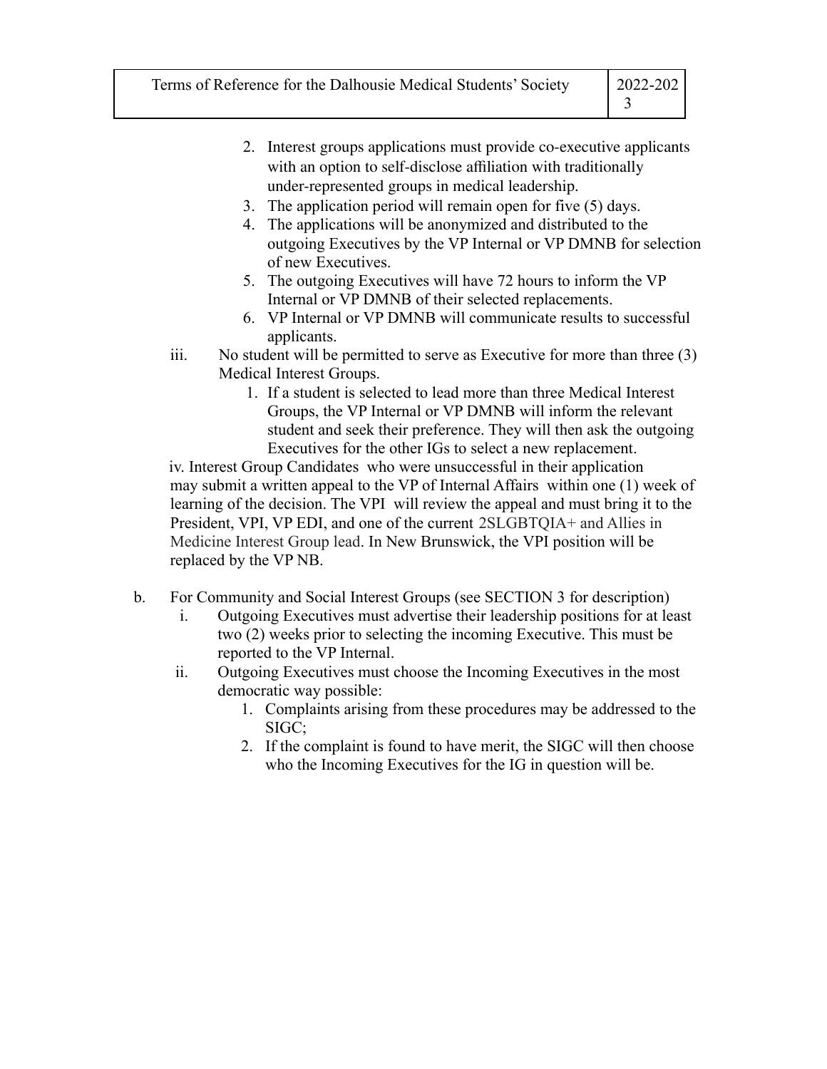2. Interest groups applications must provide co-executive applicants with an option to self-disclose affiliation with traditionally under-represented groups in medical leadership.
3. The application period will remain open for five (5) days.
4. The applications will be anonymized and distributed to the outgoing Executives by the VP Internal or VP DMNB for selection of new Executives.
5. The outgoing Executives will have 72 hours to inform the VP Internal or VP DMNB of their selected replacements.
6. VP Internal or VP DMNB will communicate results to successful applicants.

iii. No student will be permitted to serve as Executive for more than three (3) Medical Interest Groups.

1. If a student is selected to lead more than three Medical Interest Groups, the VP Internal or VP DMNB will inform the relevant student and seek their preference. They will then ask the outgoing Executives for the other IGs to select a new replacement.

iv. Interest Group Candidates who were unsuccessful in their application may submit a written appeal to the VP of Internal Affairs within one (1) week of learning of the decision. The VPI will review the appeal and must bring it to the President, VPI, VP EDI, and one of the current 2SLGBTQIA+ and Allies in Medicine Interest Group lead. In New Brunswick, the VPI position will be replaced by the VP NB.

b. For Community and Social Interest Groups (see SECTION 3 for description)

i. Outgoing Executives must advertise their leadership positions for at least two (2) weeks prior to selecting the incoming Executive. This must be reported to the VP Internal.

ii. Outgoing Executives must choose the Incoming Executives in the most democratic way possible:

1. Complaints arising from these procedures may be addressed to the SIGC;
2. If the complaint is found to have merit, the SIGC will then choose who the Incoming Executives for the IG in question will be.